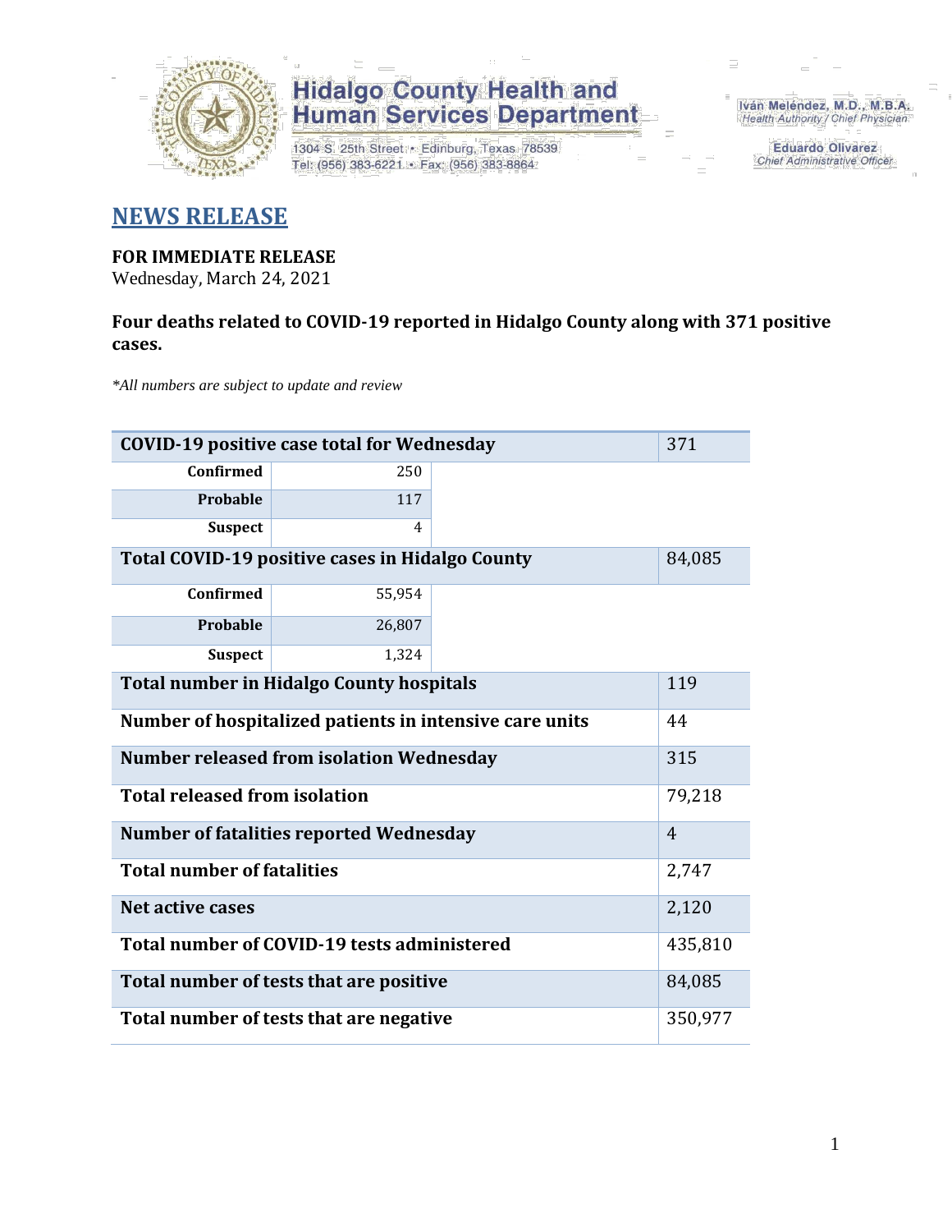**Hidalgo County Health and Human Services Department**

1304 S. 25th Street • Edinburg, Texas 78539
Tel: (956) 383-6221 • Fax: (956) 383-8864

Iván Meléndez, M.D., M.B.A.
Health Authority / Chief Physician

Eduardo Olivarez
Chief Administrative Officer

# NEWS RELEASE

**FOR IMMEDIATE RELEASE**
Wednesday, March 24, 2021

**Four deaths related to COVID-19 reported in Hidalgo County along with 371 positive cases.**

*\*All numbers are subject to update and review*

| COVID-19 positive case total for Wednesday | | 371 |
|---|---|---|
| Confirmed | 250 | |
| Probable | 117 | |
| Suspect | 4 | |
| **Total COVID-19 positive cases in Hidalgo County** | | 84,085 |
| Confirmed | 55,954 | |
| Probable | 26,807 | |
| Suspect | 1,324 | |
| **Total number in Hidalgo County hospitals** | | 119 |
| **Number of hospitalized patients in intensive care units** | | 44 |
| **Number released from isolation Wednesday** | | 315 |
| **Total released from isolation** | | 79,218 |
| **Number of fatalities reported Wednesday** | | 4 |
| **Total number of fatalities** | | 2,747 |
| **Net active cases** | | 2,120 |
| **Total number of COVID-19 tests administered** | | 435,810 |
| **Total number of tests that are positive** | | 84,085 |
| **Total number of tests that are negative** | | 350,977 |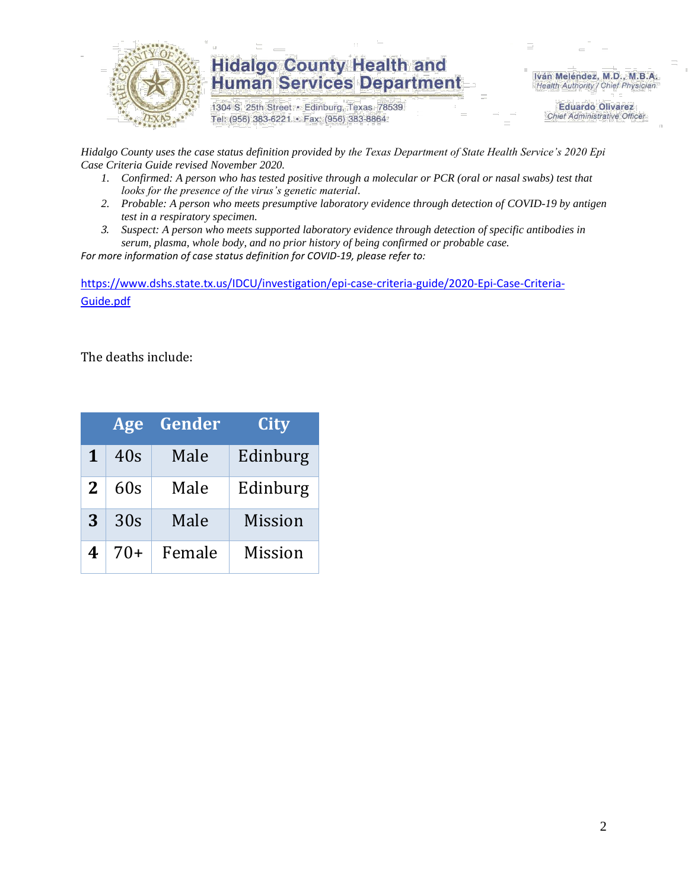*Hidalgo County uses the case status definition provided by the Texas Department of State Health Service's 2020 Epi Case Criteria Guide revised November 2020.*

1. *Confirmed: A person who has tested positive through a molecular or PCR (oral or nasal swabs) test that looks for the presence of the virus's genetic material.*
2. *Probable: A person who meets presumptive laboratory evidence through detection of COVID-19 by antigen test in a respiratory specimen.*
3. *Suspect: A person who meets supported laboratory evidence through detection of specific antibodies in serum, plasma, whole body, and no prior history of being confirmed or probable case.*

*For more information of case status definition for COVID-19, please refer to:*

https://www.dshs.state.tx.us/IDCU/investigation/epi-case-criteria-guide/2020-Epi-Case-Criteria-Guide.pdf

The deaths include:

| | Age | Gender | City |
|---|---|---|---|
| **1** | 40s | Male | Edinburg |
| **2** | 60s | Male | Edinburg |
| **3** | 30s | Male | Mission |
| **4** | 70+ | Female | Mission |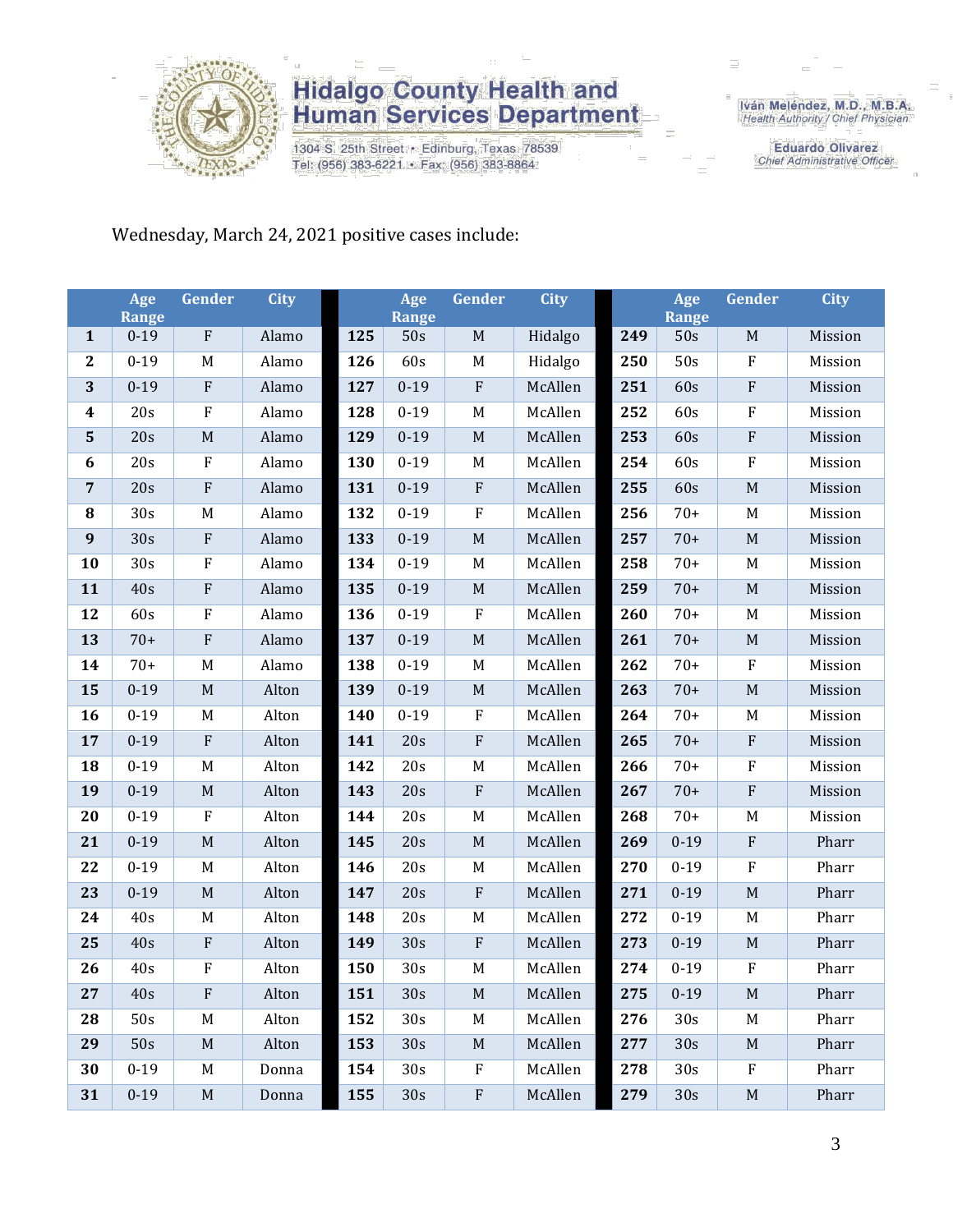Wednesday, March 24, 2021 positive cases include:

| | Age Range | Gender | City | | Age Range | Gender | City | | Age Range | Gender | City |
|---|---|---|---|---|---|---|---|---|---|---|---|
| **1** | 0-19 | F | Alamo | **125** | 50s | M | Hidalgo | **249** | 50s | M | Mission |
| **2** | 0-19 | M | Alamo | **126** | 60s | M | Hidalgo | **250** | 50s | F | Mission |
| **3** | 0-19 | F | Alamo | **127** | 0-19 | F | McAllen | **251** | 60s | F | Mission |
| **4** | 20s | F | Alamo | **128** | 0-19 | M | McAllen | **252** | 60s | F | Mission |
| **5** | 20s | M | Alamo | **129** | 0-19 | M | McAllen | **253** | 60s | F | Mission |
| **6** | 20s | F | Alamo | **130** | 0-19 | M | McAllen | **254** | 60s | F | Mission |
| **7** | 20s | F | Alamo | **131** | 0-19 | F | McAllen | **255** | 60s | M | Mission |
| **8** | 30s | M | Alamo | **132** | 0-19 | F | McAllen | **256** | 70+ | M | Mission |
| **9** | 30s | F | Alamo | **133** | 0-19 | M | McAllen | **257** | 70+ | M | Mission |
| **10** | 30s | F | Alamo | **134** | 0-19 | M | McAllen | **258** | 70+ | M | Mission |
| **11** | 40s | F | Alamo | **135** | 0-19 | M | McAllen | **259** | 70+ | M | Mission |
| **12** | 60s | F | Alamo | **136** | 0-19 | F | McAllen | **260** | 70+ | M | Mission |
| **13** | 70+ | F | Alamo | **137** | 0-19 | M | McAllen | **261** | 70+ | M | Mission |
| **14** | 70+ | M | Alamo | **138** | 0-19 | M | McAllen | **262** | 70+ | F | Mission |
| **15** | 0-19 | M | Alton | **139** | 0-19 | M | McAllen | **263** | 70+ | M | Mission |
| **16** | 0-19 | M | Alton | **140** | 0-19 | F | McAllen | **264** | 70+ | M | Mission |
| **17** | 0-19 | F | Alton | **141** | 20s | F | McAllen | **265** | 70+ | F | Mission |
| **18** | 0-19 | M | Alton | **142** | 20s | M | McAllen | **266** | 70+ | F | Mission |
| **19** | 0-19 | M | Alton | **143** | 20s | F | McAllen | **267** | 70+ | F | Mission |
| **20** | 0-19 | F | Alton | **144** | 20s | M | McAllen | **268** | 70+ | M | Mission |
| **21** | 0-19 | M | Alton | **145** | 20s | M | McAllen | **269** | 0-19 | F | Pharr |
| **22** | 0-19 | M | Alton | **146** | 20s | M | McAllen | **270** | 0-19 | F | Pharr |
| **23** | 0-19 | M | Alton | **147** | 20s | F | McAllen | **271** | 0-19 | M | Pharr |
| **24** | 40s | M | Alton | **148** | 20s | M | McAllen | **272** | 0-19 | M | Pharr |
| **25** | 40s | F | Alton | **149** | 30s | F | McAllen | **273** | 0-19 | M | Pharr |
| **26** | 40s | F | Alton | **150** | 30s | M | McAllen | **274** | 0-19 | F | Pharr |
| **27** | 40s | F | Alton | **151** | 30s | M | McAllen | **275** | 0-19 | M | Pharr |
| **28** | 50s | M | Alton | **152** | 30s | M | McAllen | **276** | 30s | M | Pharr |
| **29** | 50s | M | Alton | **153** | 30s | M | McAllen | **277** | 30s | M | Pharr |
| **30** | 0-19 | M | Donna | **154** | 30s | F | McAllen | **278** | 30s | F | Pharr |
| **31** | 0-19 | M | Donna | **155** | 30s | F | McAllen | **279** | 30s | M | Pharr |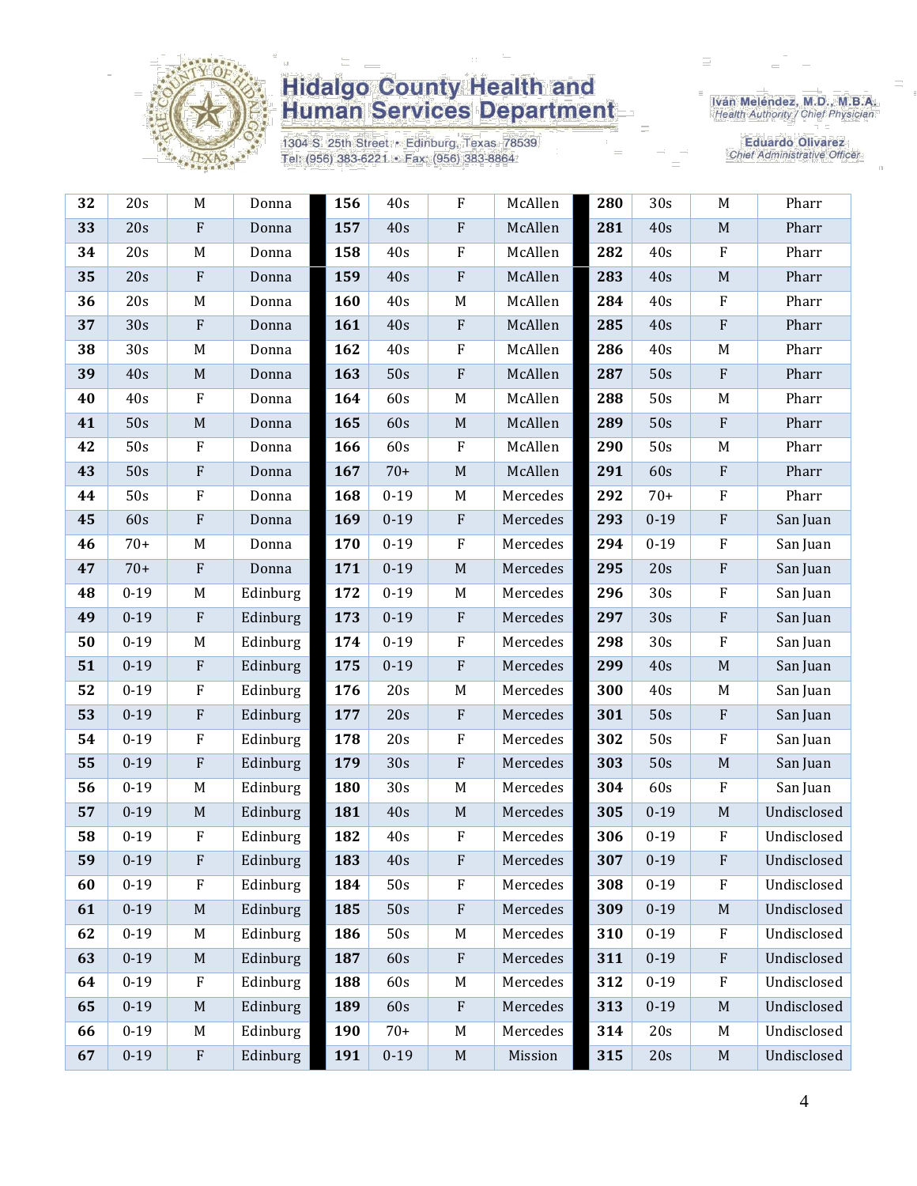| 32 | 20s | M | Donna |
|---|---|---|---|
| 33 | 20s | F | Donna |
| 34 | 20s | M | Donna |
| 35 | 20s | F | Donna |
| 36 | 20s | M | Donna |
| 37 | 30s | F | Donna |
| 38 | 30s | M | Donna |
| 39 | 40s | M | Donna |
| 40 | 40s | F | Donna |
| 41 | 50s | M | Donna |
| 42 | 50s | F | Donna |
| 43 | 50s | F | Donna |
| 44 | 50s | F | Donna |
| 45 | 60s | F | Donna |
| 46 | 70+ | M | Donna |
| 47 | 70+ | F | Donna |
| 48 | 0-19 | M | Edinburg |
| 49 | 0-19 | F | Edinburg |
| 50 | 0-19 | M | Edinburg |
| 51 | 0-19 | F | Edinburg |
| 52 | 0-19 | F | Edinburg |
| 53 | 0-19 | F | Edinburg |
| 54 | 0-19 | F | Edinburg |
| 55 | 0-19 | F | Edinburg |
| 56 | 0-19 | M | Edinburg |
| 57 | 0-19 | M | Edinburg |
| 58 | 0-19 | F | Edinburg |
| 59 | 0-19 | F | Edinburg |
| 60 | 0-19 | F | Edinburg |
| 61 | 0-19 | M | Edinburg |
| 62 | 0-19 | M | Edinburg |
| 63 | 0-19 | M | Edinburg |
| 64 | 0-19 | F | Edinburg |
| 65 | 0-19 | M | Edinburg |
| 66 | 0-19 | M | Edinburg |
| 67 | 0-19 | F | Edinburg |
| 156 | 40s | F | McAllen |
| 157 | 40s | F | McAllen |
| 158 | 40s | F | McAllen |
| 159 | 40s | F | McAllen |
| 160 | 40s | M | McAllen |
| 161 | 40s | F | McAllen |
| 162 | 40s | F | McAllen |
| 163 | 50s | F | McAllen |
| 164 | 60s | M | McAllen |
| 165 | 60s | M | McAllen |
| 166 | 60s | F | McAllen |
| 167 | 70+ | M | McAllen |
| 168 | 0-19 | M | Mercedes |
| 169 | 0-19 | F | Mercedes |
| 170 | 0-19 | F | Mercedes |
| 171 | 0-19 | M | Mercedes |
| 172 | 0-19 | M | Mercedes |
| 173 | 0-19 | F | Mercedes |
| 174 | 0-19 | F | Mercedes |
| 175 | 0-19 | F | Mercedes |
| 176 | 20s | M | Mercedes |
| 177 | 20s | F | Mercedes |
| 178 | 20s | F | Mercedes |
| 179 | 30s | F | Mercedes |
| 180 | 30s | M | Mercedes |
| 181 | 40s | M | Mercedes |
| 182 | 40s | F | Mercedes |
| 183 | 40s | F | Mercedes |
| 184 | 50s | F | Mercedes |
| 185 | 50s | F | Mercedes |
| 186 | 50s | M | Mercedes |
| 187 | 60s | F | Mercedes |
| 188 | 60s | M | Mercedes |
| 189 | 60s | F | Mercedes |
| 190 | 70+ | M | Mercedes |
| 191 | 0-19 | M | Mission |
| 280 | 30s | M | Pharr |
| 281 | 40s | M | Pharr |
| 282 | 40s | F | Pharr |
| 283 | 40s | M | Pharr |
| 284 | 40s | F | Pharr |
| 285 | 40s | F | Pharr |
| 286 | 40s | M | Pharr |
| 287 | 50s | F | Pharr |
| 288 | 50s | M | Pharr |
| 289 | 50s | F | Pharr |
| 290 | 50s | M | Pharr |
| 291 | 60s | F | Pharr |
| 292 | 70+ | F | Pharr |
| 293 | 0-19 | F | San Juan |
| 294 | 0-19 | F | San Juan |
| 295 | 20s | F | San Juan |
| 296 | 30s | F | San Juan |
| 297 | 30s | F | San Juan |
| 298 | 30s | F | San Juan |
| 299 | 40s | M | San Juan |
| 300 | 40s | M | San Juan |
| 301 | 50s | F | San Juan |
| 302 | 50s | F | San Juan |
| 303 | 50s | M | San Juan |
| 304 | 60s | F | San Juan |
| 305 | 0-19 | M | Undisclosed |
| 306 | 0-19 | F | Undisclosed |
| 307 | 0-19 | F | Undisclosed |
| 308 | 0-19 | F | Undisclosed |
| 309 | 0-19 | M | Undisclosed |
| 310 | 0-19 | F | Undisclosed |
| 311 | 0-19 | F | Undisclosed |
| 312 | 0-19 | F | Undisclosed |
| 313 | 0-19 | M | Undisclosed |
| 314 | 20s | M | Undisclosed |
| 315 | 20s | M | Undisclosed |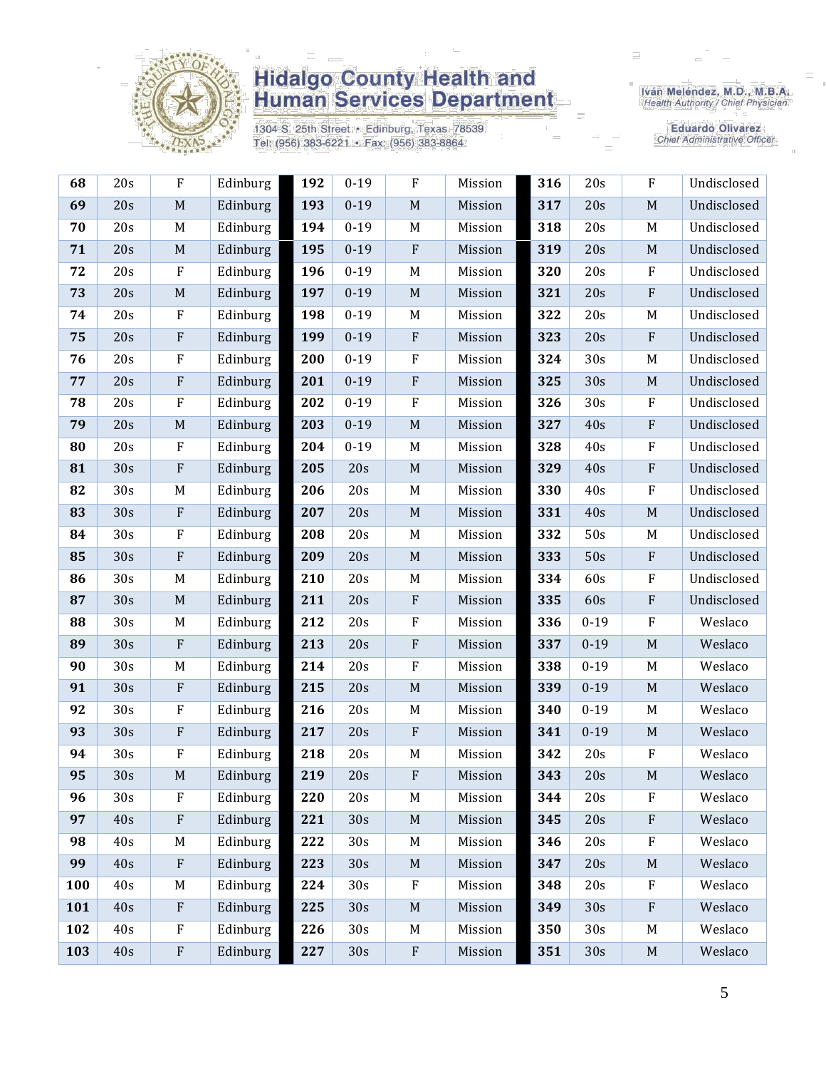| 68 | 20s | F | Edinburg | 192 | 0-19 | F | Mission | 316 | 20s | F | Undisclosed |
|---|---|---|---|---|---|---|---|---|---|---|---|
| 69 | 20s | M | Edinburg | 193 | 0-19 | M | Mission | 317 | 20s | M | Undisclosed |
| 70 | 20s | M | Edinburg | 194 | 0-19 | M | Mission | 318 | 20s | M | Undisclosed |
| 71 | 20s | M | Edinburg | 195 | 0-19 | F | Mission | 319 | 20s | M | Undisclosed |
| 72 | 20s | F | Edinburg | 196 | 0-19 | M | Mission | 320 | 20s | F | Undisclosed |
| 73 | 20s | M | Edinburg | 197 | 0-19 | M | Mission | 321 | 20s | F | Undisclosed |
| 74 | 20s | F | Edinburg | 198 | 0-19 | M | Mission | 322 | 20s | M | Undisclosed |
| 75 | 20s | F | Edinburg | 199 | 0-19 | F | Mission | 323 | 20s | F | Undisclosed |
| 76 | 20s | F | Edinburg | 200 | 0-19 | F | Mission | 324 | 30s | M | Undisclosed |
| 77 | 20s | F | Edinburg | 201 | 0-19 | F | Mission | 325 | 30s | M | Undisclosed |
| 78 | 20s | F | Edinburg | 202 | 0-19 | F | Mission | 326 | 30s | F | Undisclosed |
| 79 | 20s | M | Edinburg | 203 | 0-19 | M | Mission | 327 | 40s | F | Undisclosed |
| 80 | 20s | F | Edinburg | 204 | 0-19 | M | Mission | 328 | 40s | F | Undisclosed |
| 81 | 30s | F | Edinburg | 205 | 20s | M | Mission | 329 | 40s | F | Undisclosed |
| 82 | 30s | M | Edinburg | 206 | 20s | M | Mission | 330 | 40s | F | Undisclosed |
| 83 | 30s | F | Edinburg | 207 | 20s | M | Mission | 331 | 40s | M | Undisclosed |
| 84 | 30s | F | Edinburg | 208 | 20s | M | Mission | 332 | 50s | M | Undisclosed |
| 85 | 30s | F | Edinburg | 209 | 20s | M | Mission | 333 | 50s | F | Undisclosed |
| 86 | 30s | M | Edinburg | 210 | 20s | M | Mission | 334 | 60s | F | Undisclosed |
| 87 | 30s | M | Edinburg | 211 | 20s | F | Mission | 335 | 60s | F | Undisclosed |
| 88 | 30s | M | Edinburg | 212 | 20s | F | Mission | 336 | 0-19 | F | Weslaco |
| 89 | 30s | F | Edinburg | 213 | 20s | F | Mission | 337 | 0-19 | M | Weslaco |
| 90 | 30s | M | Edinburg | 214 | 20s | F | Mission | 338 | 0-19 | M | Weslaco |
| 91 | 30s | F | Edinburg | 215 | 20s | M | Mission | 339 | 0-19 | M | Weslaco |
| 92 | 30s | F | Edinburg | 216 | 20s | M | Mission | 340 | 0-19 | M | Weslaco |
| 93 | 30s | F | Edinburg | 217 | 20s | F | Mission | 341 | 0-19 | M | Weslaco |
| 94 | 30s | F | Edinburg | 218 | 20s | M | Mission | 342 | 20s | F | Weslaco |
| 95 | 30s | M | Edinburg | 219 | 20s | F | Mission | 343 | 20s | M | Weslaco |
| 96 | 30s | F | Edinburg | 220 | 20s | M | Mission | 344 | 20s | F | Weslaco |
| 97 | 40s | F | Edinburg | 221 | 30s | M | Mission | 345 | 20s | F | Weslaco |
| 98 | 40s | M | Edinburg | 222 | 30s | M | Mission | 346 | 20s | F | Weslaco |
| 99 | 40s | F | Edinburg | 223 | 30s | M | Mission | 347 | 20s | M | Weslaco |
| 100 | 40s | M | Edinburg | 224 | 30s | F | Mission | 348 | 20s | F | Weslaco |
| 101 | 40s | F | Edinburg | 225 | 30s | M | Mission | 349 | 30s | F | Weslaco |
| 102 | 40s | F | Edinburg | 226 | 30s | M | Mission | 350 | 30s | M | Weslaco |
| 103 | 40s | F | Edinburg | 227 | 30s | F | Mission | 351 | 30s | M | Weslaco |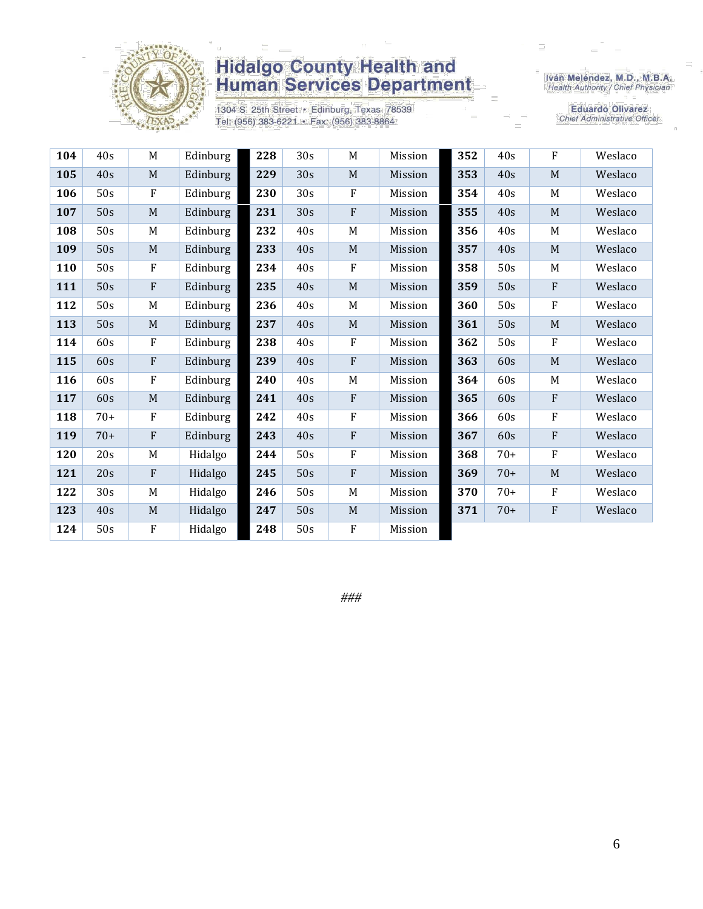| | | | | | | | | | | | |
|---|---|---|---|---|---|---|---|---|---|---|---|
| **104** | 40s | M | Edinburg | **228** | 30s | M | Mission | **352** | 40s | F | Weslaco |
| **105** | 40s | M | Edinburg | **229** | 30s | M | Mission | **353** | 40s | M | Weslaco |
| **106** | 50s | F | Edinburg | **230** | 30s | F | Mission | **354** | 40s | M | Weslaco |
| **107** | 50s | M | Edinburg | **231** | 30s | F | Mission | **355** | 40s | M | Weslaco |
| **108** | 50s | M | Edinburg | **232** | 40s | M | Mission | **356** | 40s | M | Weslaco |
| **109** | 50s | M | Edinburg | **233** | 40s | M | Mission | **357** | 40s | M | Weslaco |
| **110** | 50s | F | Edinburg | **234** | 40s | F | Mission | **358** | 50s | M | Weslaco |
| **111** | 50s | F | Edinburg | **235** | 40s | M | Mission | **359** | 50s | F | Weslaco |
| **112** | 50s | M | Edinburg | **236** | 40s | M | Mission | **360** | 50s | F | Weslaco |
| **113** | 50s | M | Edinburg | **237** | 40s | M | Mission | **361** | 50s | M | Weslaco |
| **114** | 60s | F | Edinburg | **238** | 40s | F | Mission | **362** | 50s | F | Weslaco |
| **115** | 60s | F | Edinburg | **239** | 40s | F | Mission | **363** | 60s | M | Weslaco |
| **116** | 60s | F | Edinburg | **240** | 40s | M | Mission | **364** | 60s | M | Weslaco |
| **117** | 60s | M | Edinburg | **241** | 40s | F | Mission | **365** | 60s | F | Weslaco |
| **118** | 70+ | F | Edinburg | **242** | 40s | F | Mission | **366** | 60s | F | Weslaco |
| **119** | 70+ | F | Edinburg | **243** | 40s | F | Mission | **367** | 60s | F | Weslaco |
| **120** | 20s | M | Hidalgo | **244** | 50s | F | Mission | **368** | 70+ | F | Weslaco |
| **121** | 20s | F | Hidalgo | **245** | 50s | F | Mission | **369** | 70+ | M | Weslaco |
| **122** | 30s | M | Hidalgo | **246** | 50s | M | Mission | **370** | 70+ | F | Weslaco |
| **123** | 40s | M | Hidalgo | **247** | 50s | M | Mission | **371** | 70+ | F | Weslaco |
| **124** | 50s | F | Hidalgo | **248** | 50s | F | Mission | | | | |

###